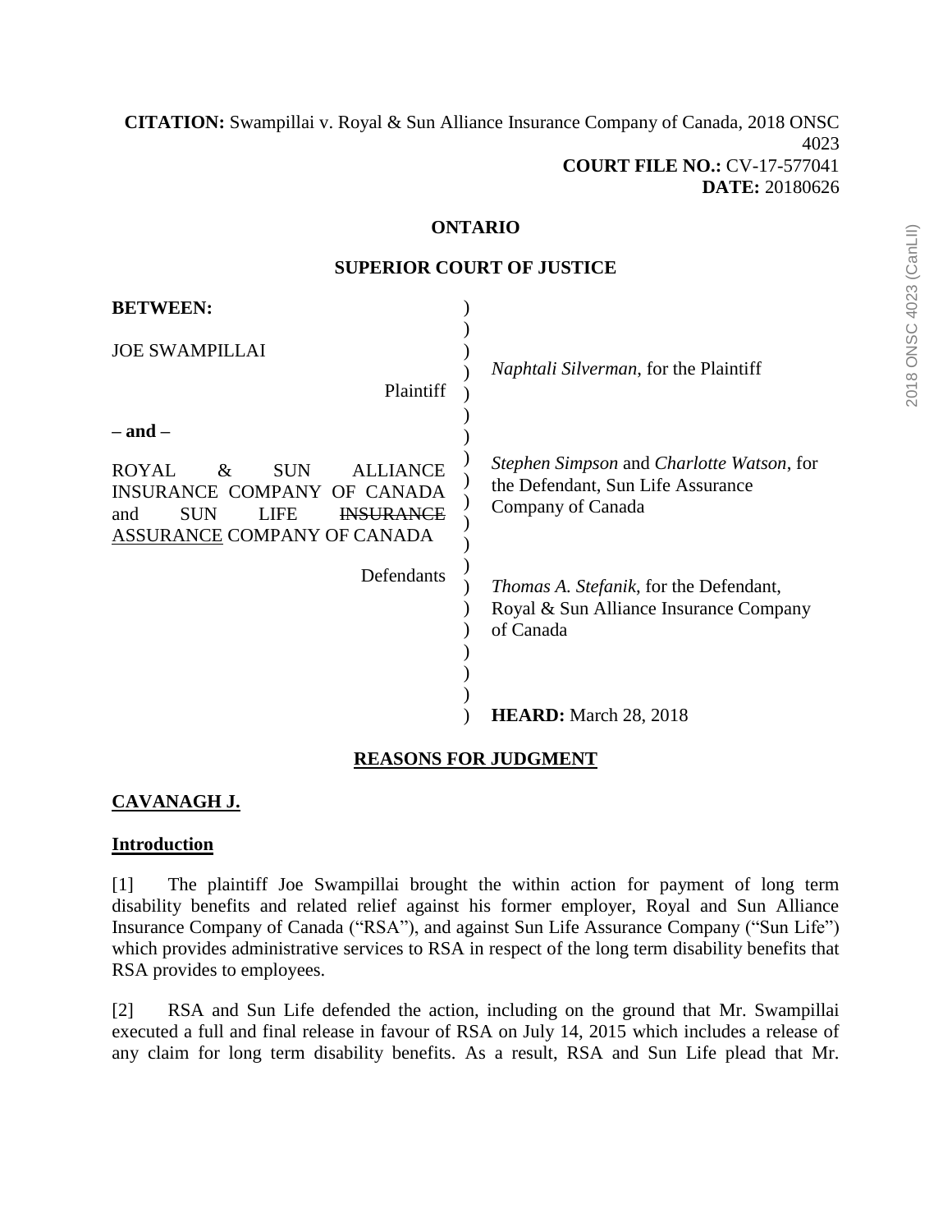**CITATION:** Swampillai v. Royal & Sun Alliance Insurance Company of Canada, 2018 ONSC 4023
**COURT FILE NO.:** CV-17-577041
**DATE:** 20180626

**ONTARIO**

**SUPERIOR COURT OF JUSTICE**

| | |
|---|---|
| **BETWEEN:** | |
| JOE SWAMPILLAI<br>Plaintiff | *Naphtali Silverman*, for the Plaintiff |
| **– and –** | |
| ROYAL & SUN ALLIANCE INSURANCE COMPANY OF CANADA and SUN LIFE ~~INSURANCE~~ <u>ASSURANCE</u> COMPANY OF CANADA<br>Defendants | *Stephen Simpson* and *Charlotte Watson*, for the Defendant, Sun Life Assurance Company of Canada<br><br>*Thomas A. Stefanik*, for the Defendant, Royal & Sun Alliance Insurance Company of Canada |
| | **HEARD:** March 28, 2018 |

## REASONS FOR JUDGMENT

**CAVANAGH J.**

### Introduction

[1] The plaintiff Joe Swampillai brought the within action for payment of long term disability benefits and related relief against his former employer, Royal and Sun Alliance Insurance Company of Canada ("RSA"), and against Sun Life Assurance Company ("Sun Life") which provides administrative services to RSA in respect of the long term disability benefits that RSA provides to employees.

[2] RSA and Sun Life defended the action, including on the ground that Mr. Swampillai executed a full and final release in favour of RSA on July 14, 2015 which includes a release of any claim for long term disability benefits. As a result, RSA and Sun Life plead that Mr.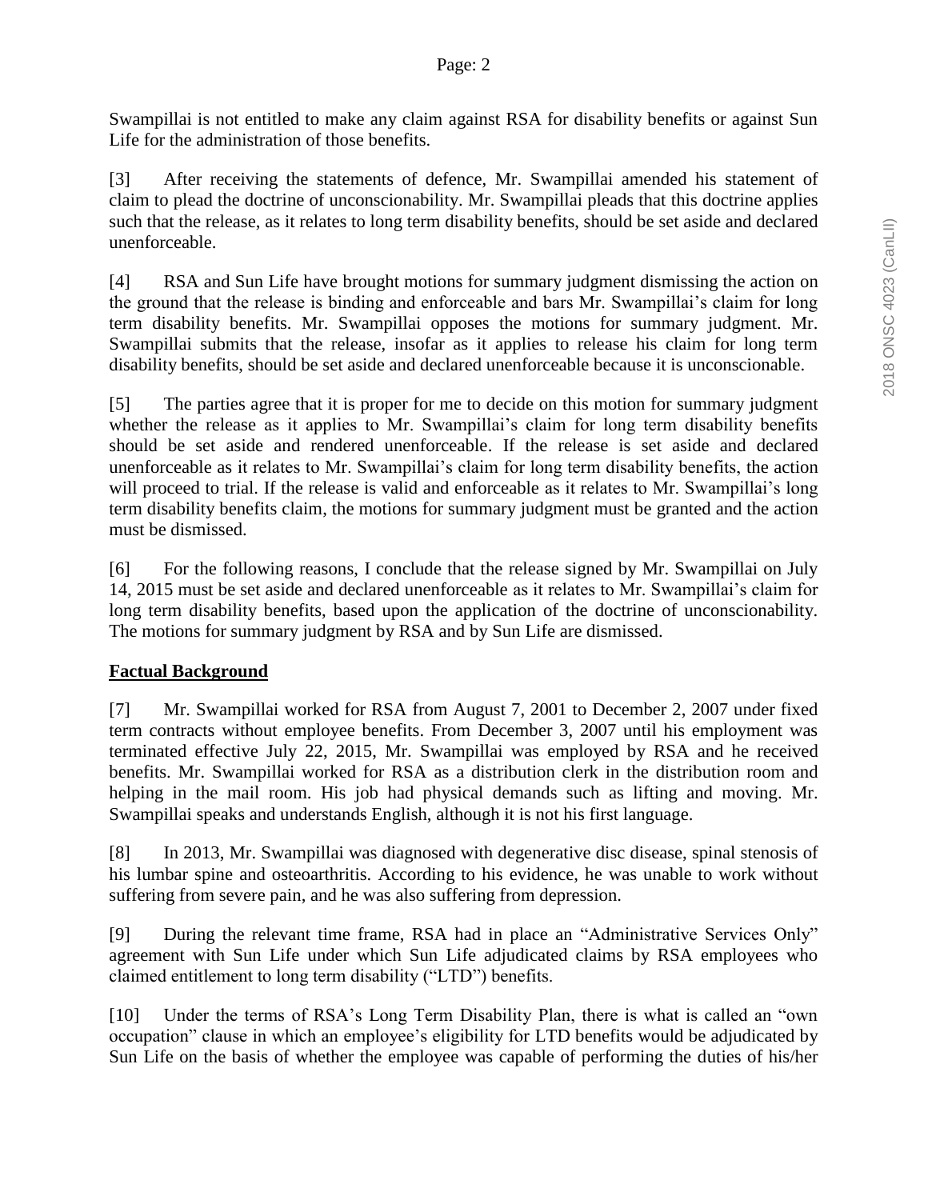Swampillai is not entitled to make any claim against RSA for disability benefits or against Sun Life for the administration of those benefits.

[3] After receiving the statements of defence, Mr. Swampillai amended his statement of claim to plead the doctrine of unconscionability. Mr. Swampillai pleads that this doctrine applies such that the release, as it relates to long term disability benefits, should be set aside and declared unenforceable.

[4] RSA and Sun Life have brought motions for summary judgment dismissing the action on the ground that the release is binding and enforceable and bars Mr. Swampillai's claim for long term disability benefits. Mr. Swampillai opposes the motions for summary judgment. Mr. Swampillai submits that the release, insofar as it applies to release his claim for long term disability benefits, should be set aside and declared unenforceable because it is unconscionable.

[5] The parties agree that it is proper for me to decide on this motion for summary judgment whether the release as it applies to Mr. Swampillai's claim for long term disability benefits should be set aside and rendered unenforceable. If the release is set aside and declared unenforceable as it relates to Mr. Swampillai's claim for long term disability benefits, the action will proceed to trial. If the release is valid and enforceable as it relates to Mr. Swampillai's long term disability benefits claim, the motions for summary judgment must be granted and the action must be dismissed.

[6] For the following reasons, I conclude that the release signed by Mr. Swampillai on July 14, 2015 must be set aside and declared unenforceable as it relates to Mr. Swampillai's claim for long term disability benefits, based upon the application of the doctrine of unconscionability. The motions for summary judgment by RSA and by Sun Life are dismissed.

## **Factual Background**

[7] Mr. Swampillai worked for RSA from August 7, 2001 to December 2, 2007 under fixed term contracts without employee benefits. From December 3, 2007 until his employment was terminated effective July 22, 2015, Mr. Swampillai was employed by RSA and he received benefits. Mr. Swampillai worked for RSA as a distribution clerk in the distribution room and helping in the mail room. His job had physical demands such as lifting and moving. Mr. Swampillai speaks and understands English, although it is not his first language.

[8] In 2013, Mr. Swampillai was diagnosed with degenerative disc disease, spinal stenosis of his lumbar spine and osteoarthritis. According to his evidence, he was unable to work without suffering from severe pain, and he was also suffering from depression.

[9] During the relevant time frame, RSA had in place an "Administrative Services Only" agreement with Sun Life under which Sun Life adjudicated claims by RSA employees who claimed entitlement to long term disability ("LTD") benefits.

[10] Under the terms of RSA's Long Term Disability Plan, there is what is called an "own occupation" clause in which an employee's eligibility for LTD benefits would be adjudicated by Sun Life on the basis of whether the employee was capable of performing the duties of his/her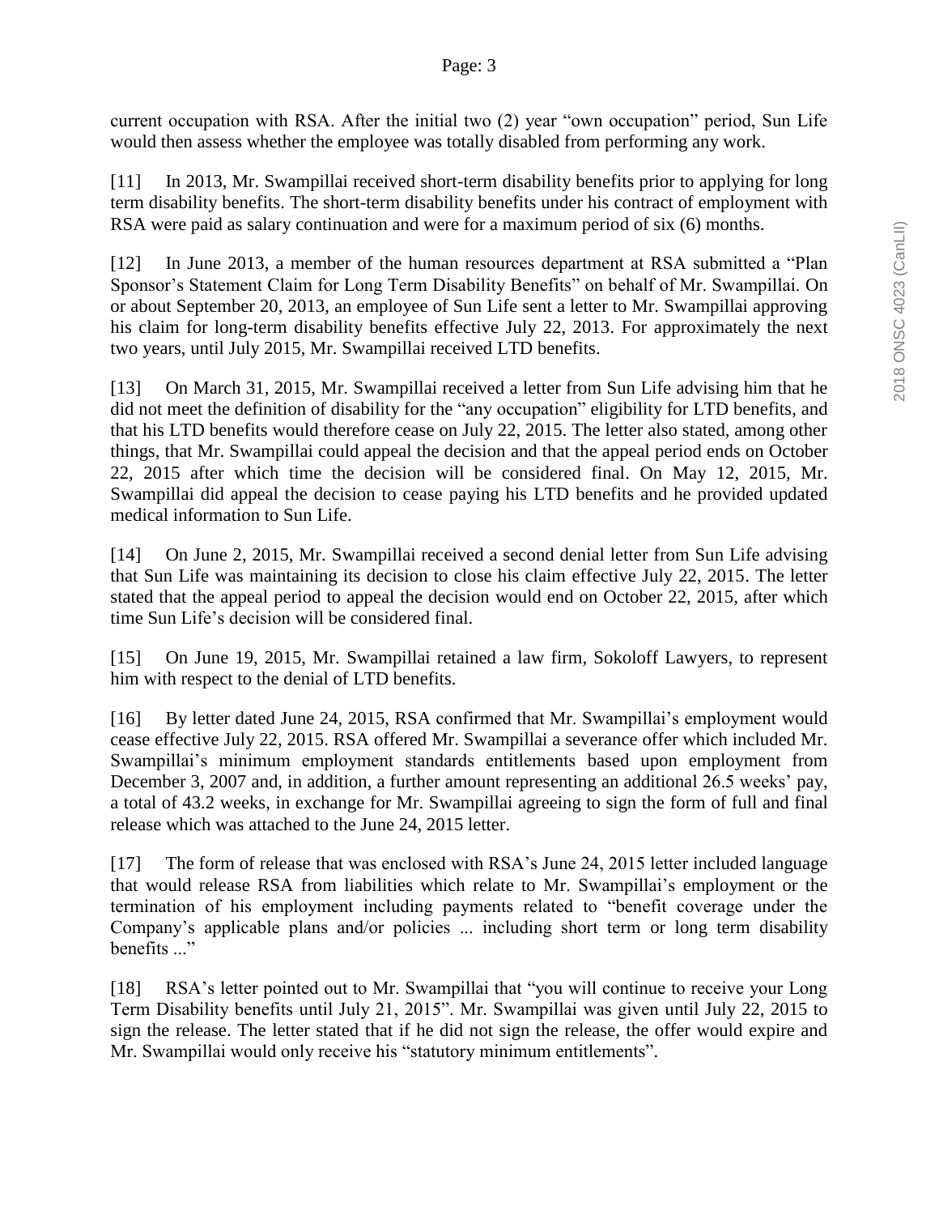current occupation with RSA. After the initial two (2) year "own occupation" period, Sun Life would then assess whether the employee was totally disabled from performing any work.

[11] In 2013, Mr. Swampillai received short-term disability benefits prior to applying for long term disability benefits. The short-term disability benefits under his contract of employment with RSA were paid as salary continuation and were for a maximum period of six (6) months.

[12] In June 2013, a member of the human resources department at RSA submitted a "Plan Sponsor's Statement Claim for Long Term Disability Benefits" on behalf of Mr. Swampillai. On or about September 20, 2013, an employee of Sun Life sent a letter to Mr. Swampillai approving his claim for long-term disability benefits effective July 22, 2013. For approximately the next two years, until July 2015, Mr. Swampillai received LTD benefits.

[13] On March 31, 2015, Mr. Swampillai received a letter from Sun Life advising him that he did not meet the definition of disability for the "any occupation" eligibility for LTD benefits, and that his LTD benefits would therefore cease on July 22, 2015. The letter also stated, among other things, that Mr. Swampillai could appeal the decision and that the appeal period ends on October 22, 2015 after which time the decision will be considered final. On May 12, 2015, Mr. Swampillai did appeal the decision to cease paying his LTD benefits and he provided updated medical information to Sun Life.

[14] On June 2, 2015, Mr. Swampillai received a second denial letter from Sun Life advising that Sun Life was maintaining its decision to close his claim effective July 22, 2015. The letter stated that the appeal period to appeal the decision would end on October 22, 2015, after which time Sun Life's decision will be considered final.

[15] On June 19, 2015, Mr. Swampillai retained a law firm, Sokoloff Lawyers, to represent him with respect to the denial of LTD benefits.

[16] By letter dated June 24, 2015, RSA confirmed that Mr. Swampillai's employment would cease effective July 22, 2015. RSA offered Mr. Swampillai a severance offer which included Mr. Swampillai's minimum employment standards entitlements based upon employment from December 3, 2007 and, in addition, a further amount representing an additional 26.5 weeks' pay, a total of 43.2 weeks, in exchange for Mr. Swampillai agreeing to sign the form of full and final release which was attached to the June 24, 2015 letter.

[17] The form of release that was enclosed with RSA's June 24, 2015 letter included language that would release RSA from liabilities which relate to Mr. Swampillai's employment or the termination of his employment including payments related to "benefit coverage under the Company's applicable plans and/or policies ... including short term or long term disability benefits ..."

[18] RSA's letter pointed out to Mr. Swampillai that "you will continue to receive your Long Term Disability benefits until July 21, 2015". Mr. Swampillai was given until July 22, 2015 to sign the release. The letter stated that if he did not sign the release, the offer would expire and Mr. Swampillai would only receive his "statutory minimum entitlements".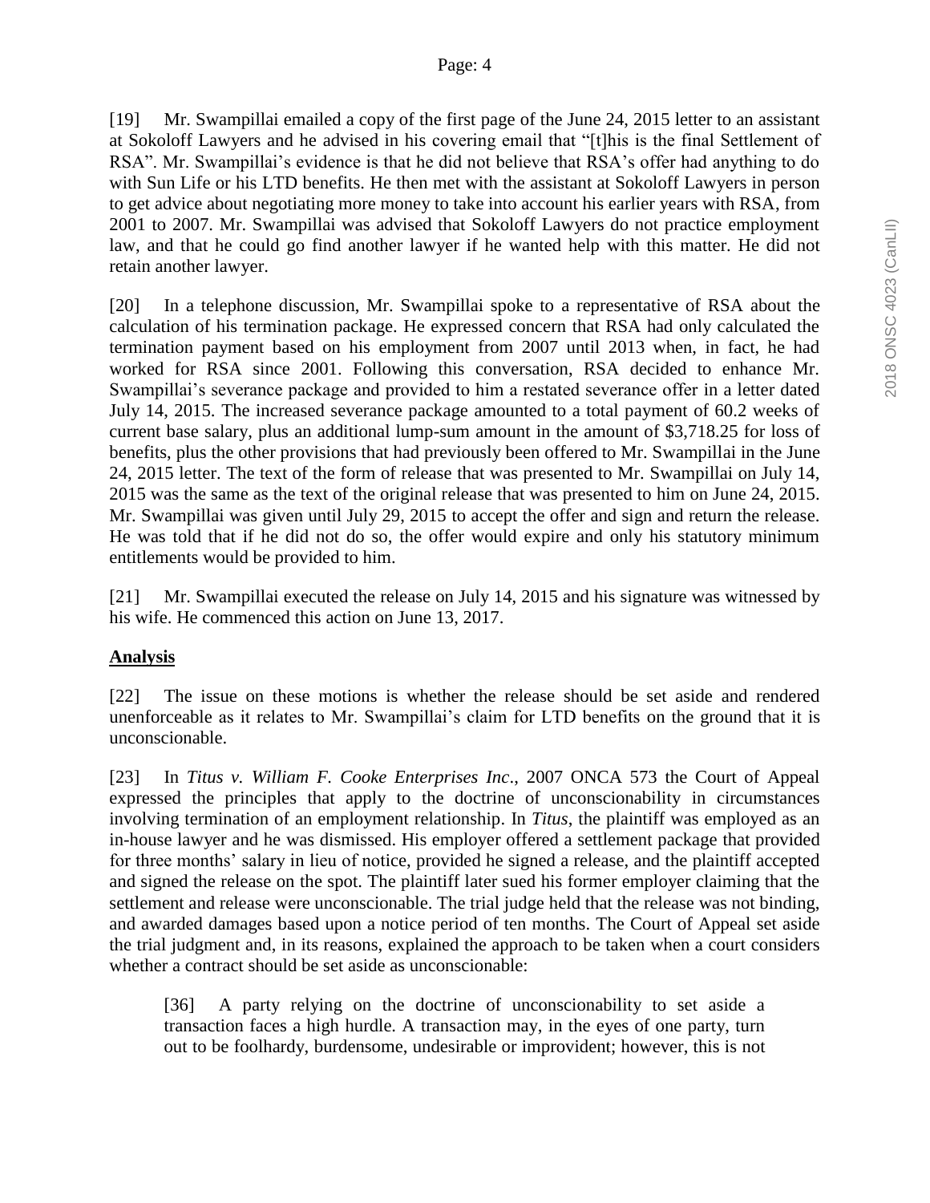[19] Mr. Swampillai emailed a copy of the first page of the June 24, 2015 letter to an assistant at Sokoloff Lawyers and he advised in his covering email that "[t]his is the final Settlement of RSA". Mr. Swampillai's evidence is that he did not believe that RSA's offer had anything to do with Sun Life or his LTD benefits. He then met with the assistant at Sokoloff Lawyers in person to get advice about negotiating more money to take into account his earlier years with RSA, from 2001 to 2007. Mr. Swampillai was advised that Sokoloff Lawyers do not practice employment law, and that he could go find another lawyer if he wanted help with this matter. He did not retain another lawyer.

[20] In a telephone discussion, Mr. Swampillai spoke to a representative of RSA about the calculation of his termination package. He expressed concern that RSA had only calculated the termination payment based on his employment from 2007 until 2013 when, in fact, he had worked for RSA since 2001. Following this conversation, RSA decided to enhance Mr. Swampillai's severance package and provided to him a restated severance offer in a letter dated July 14, 2015. The increased severance package amounted to a total payment of 60.2 weeks of current base salary, plus an additional lump-sum amount in the amount of $3,718.25 for loss of benefits, plus the other provisions that had previously been offered to Mr. Swampillai in the June 24, 2015 letter. The text of the form of release that was presented to Mr. Swampillai on July 14, 2015 was the same as the text of the original release that was presented to him on June 24, 2015. Mr. Swampillai was given until July 29, 2015 to accept the offer and sign and return the release. He was told that if he did not do so, the offer would expire and only his statutory minimum entitlements would be provided to him.

[21] Mr. Swampillai executed the release on July 14, 2015 and his signature was witnessed by his wife. He commenced this action on June 13, 2017.

## Analysis

[22] The issue on these motions is whether the release should be set aside and rendered unenforceable as it relates to Mr. Swampillai's claim for LTD benefits on the ground that it is unconscionable.

[23] In *Titus v. William F. Cooke Enterprises Inc.*, 2007 ONCA 573 the Court of Appeal expressed the principles that apply to the doctrine of unconscionability in circumstances involving termination of an employment relationship. In *Titus*, the plaintiff was employed as an in-house lawyer and he was dismissed. His employer offered a settlement package that provided for three months' salary in lieu of notice, provided he signed a release, and the plaintiff accepted and signed the release on the spot. The plaintiff later sued his former employer claiming that the settlement and release were unconscionable. The trial judge held that the release was not binding, and awarded damages based upon a notice period of ten months. The Court of Appeal set aside the trial judgment and, in its reasons, explained the approach to be taken when a court considers whether a contract should be set aside as unconscionable:

> [36] A party relying on the doctrine of unconscionability to set aside a transaction faces a high hurdle. A transaction may, in the eyes of one party, turn out to be foolhardy, burdensome, undesirable or improvident; however, this is not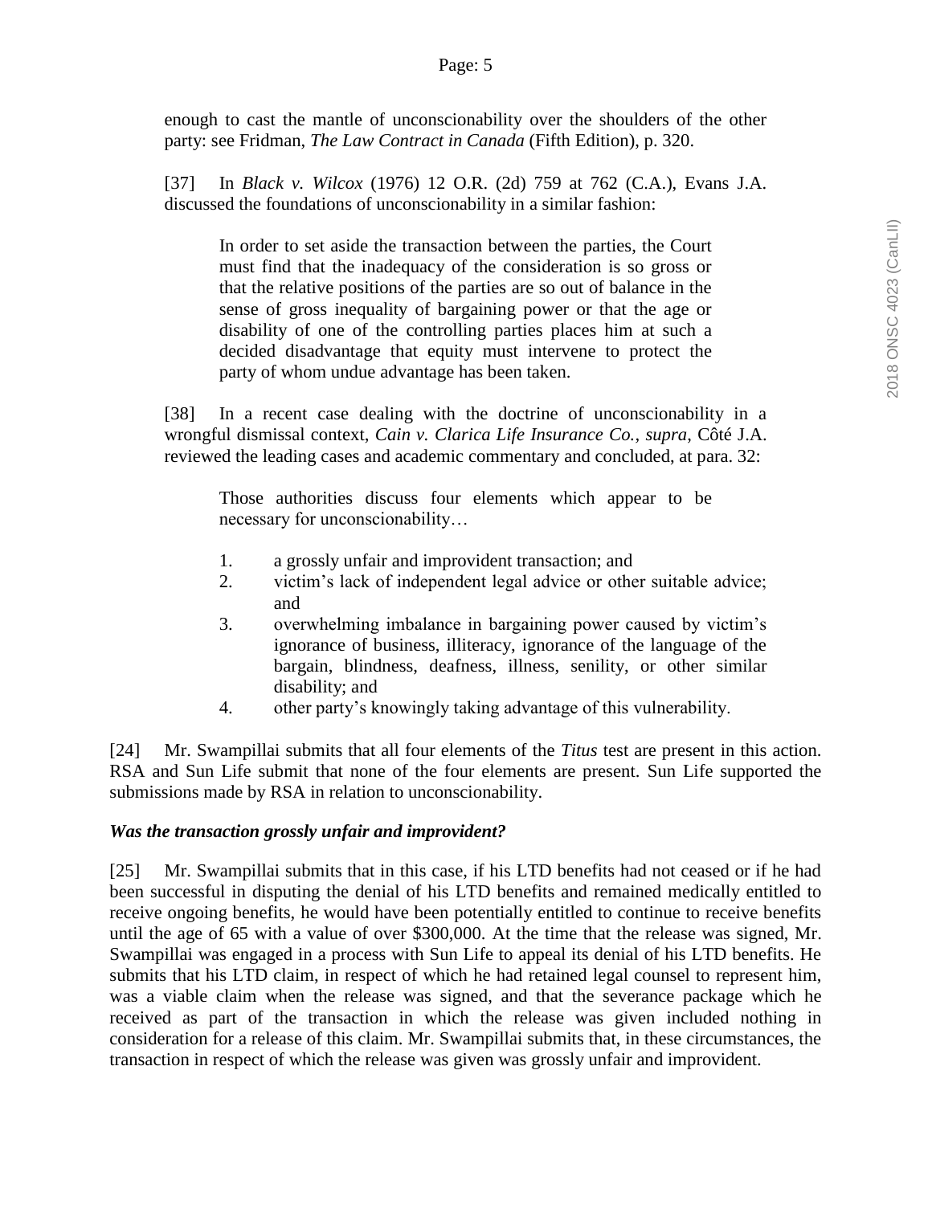enough to cast the mantle of unconscionability over the shoulders of the other party: see Fridman, *The Law Contract in Canada* (Fifth Edition), p. 320.

[37] In *Black v. Wilcox* (1976) 12 O.R. (2d) 759 at 762 (C.A.), Evans J.A. discussed the foundations of unconscionability in a similar fashion:

> In order to set aside the transaction between the parties, the Court must find that the inadequacy of the consideration is so gross or that the relative positions of the parties are so out of balance in the sense of gross inequality of bargaining power or that the age or disability of one of the controlling parties places him at such a decided disadvantage that equity must intervene to protect the party of whom undue advantage has been taken.

[38] In a recent case dealing with the doctrine of unconscionability in a wrongful dismissal context, *Cain v. Clarica Life Insurance Co.*, *supra*, Côté J.A. reviewed the leading cases and academic commentary and concluded, at para. 32:

> Those authorities discuss four elements which appear to be necessary for unconscionability…
>
> 1. a grossly unfair and improvident transaction; and
> 2. victim's lack of independent legal advice or other suitable advice; and
> 3. overwhelming imbalance in bargaining power caused by victim's ignorance of business, illiteracy, ignorance of the language of the bargain, blindness, deafness, illness, senility, or other similar disability; and
> 4. other party's knowingly taking advantage of this vulnerability.

[24] Mr. Swampillai submits that all four elements of the *Titus* test are present in this action. RSA and Sun Life submit that none of the four elements are present. Sun Life supported the submissions made by RSA in relation to unconscionability.

***Was the transaction grossly unfair and improvident?***

[25] Mr. Swampillai submits that in this case, if his LTD benefits had not ceased or if he had been successful in disputing the denial of his LTD benefits and remained medically entitled to receive ongoing benefits, he would have been potentially entitled to continue to receive benefits until the age of 65 with a value of over $300,000. At the time that the release was signed, Mr. Swampillai was engaged in a process with Sun Life to appeal its denial of his LTD benefits. He submits that his LTD claim, in respect of which he had retained legal counsel to represent him, was a viable claim when the release was signed, and that the severance package which he received as part of the transaction in which the release was given included nothing in consideration for a release of this claim. Mr. Swampillai submits that, in these circumstances, the transaction in respect of which the release was given was grossly unfair and improvident.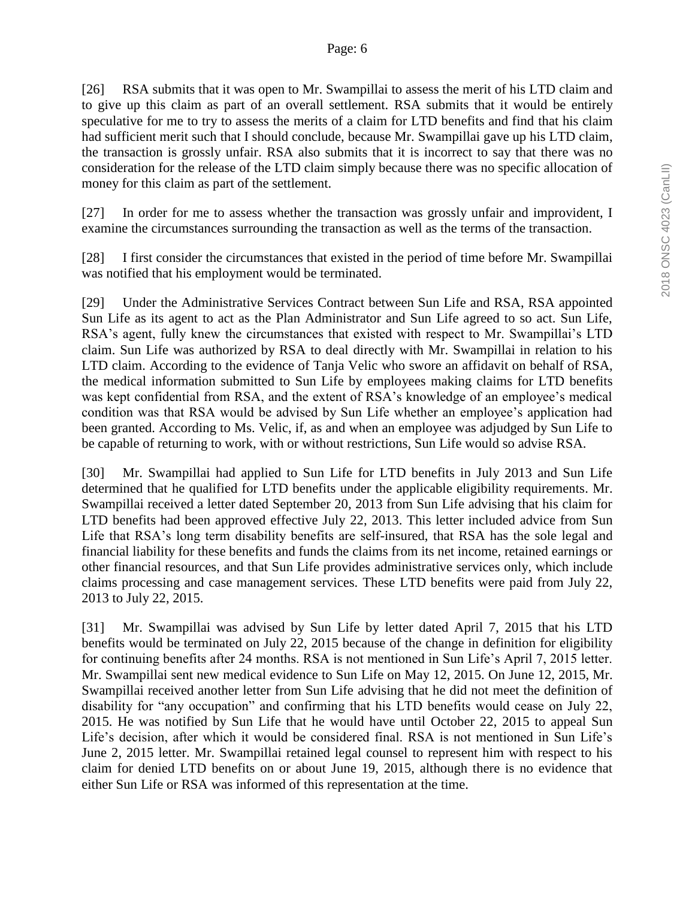[26] RSA submits that it was open to Mr. Swampillai to assess the merit of his LTD claim and to give up this claim as part of an overall settlement. RSA submits that it would be entirely speculative for me to try to assess the merits of a claim for LTD benefits and find that his claim had sufficient merit such that I should conclude, because Mr. Swampillai gave up his LTD claim, the transaction is grossly unfair. RSA also submits that it is incorrect to say that there was no consideration for the release of the LTD claim simply because there was no specific allocation of money for this claim as part of the settlement.

[27] In order for me to assess whether the transaction was grossly unfair and improvident, I examine the circumstances surrounding the transaction as well as the terms of the transaction.

[28] I first consider the circumstances that existed in the period of time before Mr. Swampillai was notified that his employment would be terminated.

[29] Under the Administrative Services Contract between Sun Life and RSA, RSA appointed Sun Life as its agent to act as the Plan Administrator and Sun Life agreed to so act. Sun Life, RSA's agent, fully knew the circumstances that existed with respect to Mr. Swampillai's LTD claim. Sun Life was authorized by RSA to deal directly with Mr. Swampillai in relation to his LTD claim. According to the evidence of Tanja Velic who swore an affidavit on behalf of RSA, the medical information submitted to Sun Life by employees making claims for LTD benefits was kept confidential from RSA, and the extent of RSA's knowledge of an employee's medical condition was that RSA would be advised by Sun Life whether an employee's application had been granted. According to Ms. Velic, if, as and when an employee was adjudged by Sun Life to be capable of returning to work, with or without restrictions, Sun Life would so advise RSA.

[30] Mr. Swampillai had applied to Sun Life for LTD benefits in July 2013 and Sun Life determined that he qualified for LTD benefits under the applicable eligibility requirements. Mr. Swampillai received a letter dated September 20, 2013 from Sun Life advising that his claim for LTD benefits had been approved effective July 22, 2013. This letter included advice from Sun Life that RSA's long term disability benefits are self-insured, that RSA has the sole legal and financial liability for these benefits and funds the claims from its net income, retained earnings or other financial resources, and that Sun Life provides administrative services only, which include claims processing and case management services. These LTD benefits were paid from July 22, 2013 to July 22, 2015.

[31] Mr. Swampillai was advised by Sun Life by letter dated April 7, 2015 that his LTD benefits would be terminated on July 22, 2015 because of the change in definition for eligibility for continuing benefits after 24 months. RSA is not mentioned in Sun Life's April 7, 2015 letter. Mr. Swampillai sent new medical evidence to Sun Life on May 12, 2015. On June 12, 2015, Mr. Swampillai received another letter from Sun Life advising that he did not meet the definition of disability for "any occupation" and confirming that his LTD benefits would cease on July 22, 2015. He was notified by Sun Life that he would have until October 22, 2015 to appeal Sun Life's decision, after which it would be considered final. RSA is not mentioned in Sun Life's June 2, 2015 letter. Mr. Swampillai retained legal counsel to represent him with respect to his claim for denied LTD benefits on or about June 19, 2015, although there is no evidence that either Sun Life or RSA was informed of this representation at the time.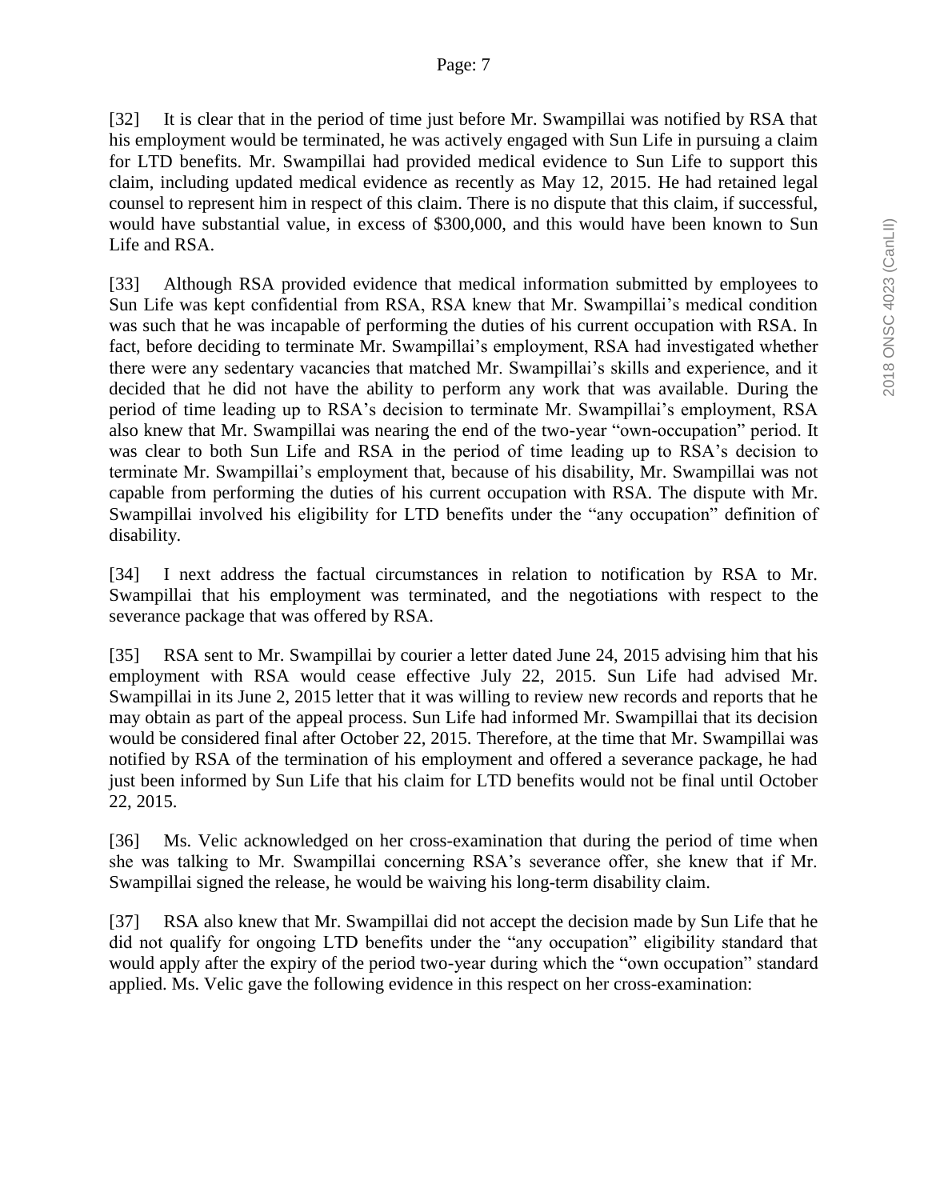[32] It is clear that in the period of time just before Mr. Swampillai was notified by RSA that his employment would be terminated, he was actively engaged with Sun Life in pursuing a claim for LTD benefits. Mr. Swampillai had provided medical evidence to Sun Life to support this claim, including updated medical evidence as recently as May 12, 2015. He had retained legal counsel to represent him in respect of this claim. There is no dispute that this claim, if successful, would have substantial value, in excess of $300,000, and this would have been known to Sun Life and RSA.

[33] Although RSA provided evidence that medical information submitted by employees to Sun Life was kept confidential from RSA, RSA knew that Mr. Swampillai's medical condition was such that he was incapable of performing the duties of his current occupation with RSA. In fact, before deciding to terminate Mr. Swampillai's employment, RSA had investigated whether there were any sedentary vacancies that matched Mr. Swampillai's skills and experience, and it decided that he did not have the ability to perform any work that was available. During the period of time leading up to RSA's decision to terminate Mr. Swampillai's employment, RSA also knew that Mr. Swampillai was nearing the end of the two-year "own-occupation" period. It was clear to both Sun Life and RSA in the period of time leading up to RSA's decision to terminate Mr. Swampillai's employment that, because of his disability, Mr. Swampillai was not capable from performing the duties of his current occupation with RSA. The dispute with Mr. Swampillai involved his eligibility for LTD benefits under the "any occupation" definition of disability.

[34] I next address the factual circumstances in relation to notification by RSA to Mr. Swampillai that his employment was terminated, and the negotiations with respect to the severance package that was offered by RSA.

[35] RSA sent to Mr. Swampillai by courier a letter dated June 24, 2015 advising him that his employment with RSA would cease effective July 22, 2015. Sun Life had advised Mr. Swampillai in its June 2, 2015 letter that it was willing to review new records and reports that he may obtain as part of the appeal process. Sun Life had informed Mr. Swampillai that its decision would be considered final after October 22, 2015. Therefore, at the time that Mr. Swampillai was notified by RSA of the termination of his employment and offered a severance package, he had just been informed by Sun Life that his claim for LTD benefits would not be final until October 22, 2015.

[36] Ms. Velic acknowledged on her cross-examination that during the period of time when she was talking to Mr. Swampillai concerning RSA's severance offer, she knew that if Mr. Swampillai signed the release, he would be waiving his long-term disability claim.

[37] RSA also knew that Mr. Swampillai did not accept the decision made by Sun Life that he did not qualify for ongoing LTD benefits under the "any occupation" eligibility standard that would apply after the expiry of the period two-year during which the "own occupation" standard applied. Ms. Velic gave the following evidence in this respect on her cross-examination: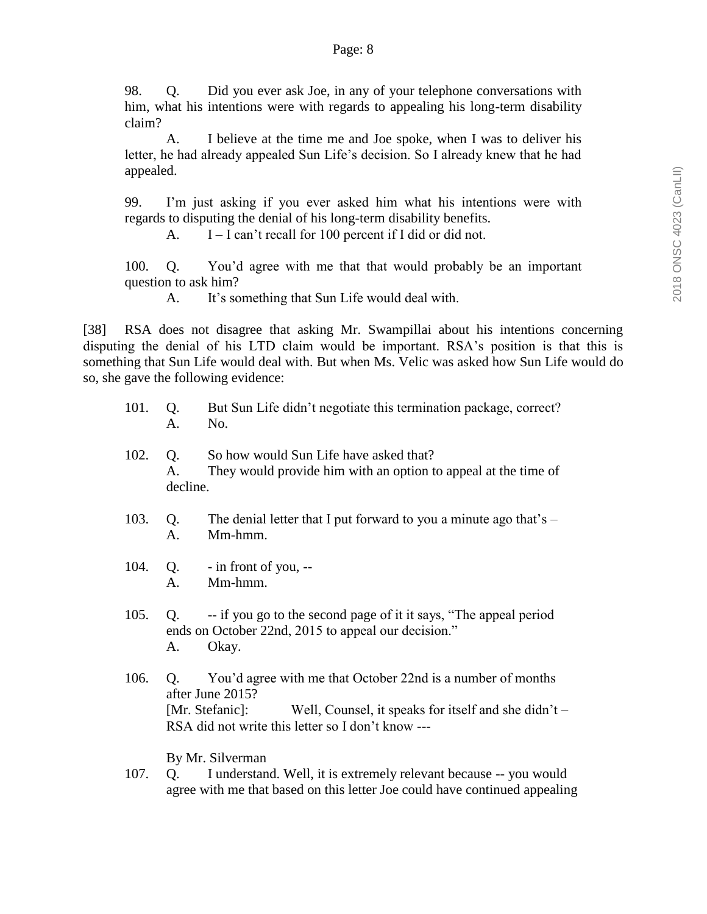98. Q. Did you ever ask Joe, in any of your telephone conversations with him, what his intentions were with regards to appealing his long-term disability claim?

A. I believe at the time me and Joe spoke, when I was to deliver his letter, he had already appealed Sun Life's decision. So I already knew that he had appealed.

99. I'm just asking if you ever asked him what his intentions were with regards to disputing the denial of his long-term disability benefits.

A. I – I can't recall for 100 percent if I did or did not.

100. Q. You'd agree with me that that would probably be an important question to ask him?

A. It's something that Sun Life would deal with.

[38] RSA does not disagree that asking Mr. Swampillai about his intentions concerning disputing the denial of his LTD claim would be important. RSA's position is that this is something that Sun Life would deal with. But when Ms. Velic was asked how Sun Life would do so, she gave the following evidence:

101. Q. But Sun Life didn't negotiate this termination package, correct?
A. No.

102. Q. So how would Sun Life have asked that?
A. They would provide him with an option to appeal at the time of decline.

103. Q. The denial letter that I put forward to you a minute ago that's –
A. Mm-hmm.

104. Q. - in front of you, --
A. Mm-hmm.

105. Q. -- if you go to the second page of it it says, "The appeal period ends on October 22nd, 2015 to appeal our decision."
A. Okay.

106. Q. You'd agree with me that October 22nd is a number of months after June 2015?
[Mr. Stefanic]: Well, Counsel, it speaks for itself and she didn't – RSA did not write this letter so I don't know ---

By Mr. Silverman

107. Q. I understand. Well, it is extremely relevant because -- you would agree with me that based on this letter Joe could have continued appealing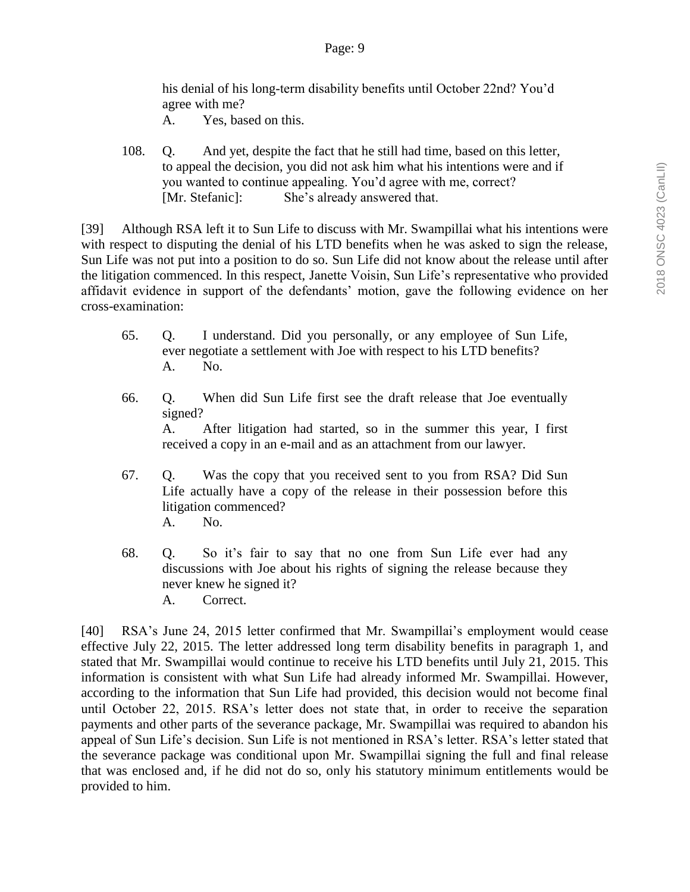> his denial of his long-term disability benefits until October 22nd? You'd agree with me?
>
> A. Yes, based on this.
>
> 108. Q. And yet, despite the fact that he still had time, based on this letter, to appeal the decision, you did not ask him what his intentions were and if you wanted to continue appealing. You'd agree with me, correct?
>
> [Mr. Stefanic]: She's already answered that.

[39] Although RSA left it to Sun Life to discuss with Mr. Swampillai what his intentions were with respect to disputing the denial of his LTD benefits when he was asked to sign the release, Sun Life was not put into a position to do so. Sun Life did not know about the release until after the litigation commenced. In this respect, Janette Voisin, Sun Life's representative who provided affidavit evidence in support of the defendants' motion, gave the following evidence on her cross-examination:

> 65. Q. I understand. Did you personally, or any employee of Sun Life, ever negotiate a settlement with Joe with respect to his LTD benefits?
>
> A. No.
>
> 66. Q. When did Sun Life first see the draft release that Joe eventually signed?
>
> A. After litigation had started, so in the summer this year, I first received a copy in an e-mail and as an attachment from our lawyer.
>
> 67. Q. Was the copy that you received sent to you from RSA? Did Sun Life actually have a copy of the release in their possession before this litigation commenced?
>
> A. No.
>
> 68. Q. So it's fair to say that no one from Sun Life ever had any discussions with Joe about his rights of signing the release because they never knew he signed it?
>
> A. Correct.

[40] RSA's June 24, 2015 letter confirmed that Mr. Swampillai's employment would cease effective July 22, 2015. The letter addressed long term disability benefits in paragraph 1, and stated that Mr. Swampillai would continue to receive his LTD benefits until July 21, 2015. This information is consistent with what Sun Life had already informed Mr. Swampillai. However, according to the information that Sun Life had provided, this decision would not become final until October 22, 2015. RSA's letter does not state that, in order to receive the separation payments and other parts of the severance package, Mr. Swampillai was required to abandon his appeal of Sun Life's decision. Sun Life is not mentioned in RSA's letter. RSA's letter stated that the severance package was conditional upon Mr. Swampillai signing the full and final release that was enclosed and, if he did not do so, only his statutory minimum entitlements would be provided to him.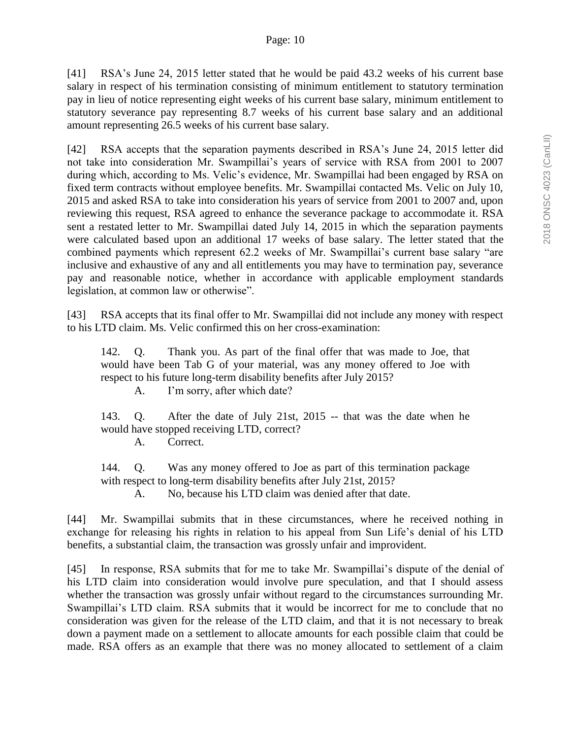[41] RSA's June 24, 2015 letter stated that he would be paid 43.2 weeks of his current base salary in respect of his termination consisting of minimum entitlement to statutory termination pay in lieu of notice representing eight weeks of his current base salary, minimum entitlement to statutory severance pay representing 8.7 weeks of his current base salary and an additional amount representing 26.5 weeks of his current base salary.

[42] RSA accepts that the separation payments described in RSA's June 24, 2015 letter did not take into consideration Mr. Swampillai's years of service with RSA from 2001 to 2007 during which, according to Ms. Velic's evidence, Mr. Swampillai had been engaged by RSA on fixed term contracts without employee benefits. Mr. Swampillai contacted Ms. Velic on July 10, 2015 and asked RSA to take into consideration his years of service from 2001 to 2007 and, upon reviewing this request, RSA agreed to enhance the severance package to accommodate it. RSA sent a restated letter to Mr. Swampillai dated July 14, 2015 in which the separation payments were calculated based upon an additional 17 weeks of base salary. The letter stated that the combined payments which represent 62.2 weeks of Mr. Swampillai's current base salary "are inclusive and exhaustive of any and all entitlements you may have to termination pay, severance pay and reasonable notice, whether in accordance with applicable employment standards legislation, at common law or otherwise".

[43] RSA accepts that its final offer to Mr. Swampillai did not include any money with respect to his LTD claim. Ms. Velic confirmed this on her cross-examination:

> 142. Q. Thank you. As part of the final offer that was made to Joe, that would have been Tab G of your material, was any money offered to Joe with respect to his future long-term disability benefits after July 2015?
>
> A. I'm sorry, after which date?
>
> 143. Q. After the date of July 21st, 2015 -- that was the date when he would have stopped receiving LTD, correct?
>
> A. Correct.
>
> 144. Q. Was any money offered to Joe as part of this termination package with respect to long-term disability benefits after July 21st, 2015?
>
> A. No, because his LTD claim was denied after that date.

[44] Mr. Swampillai submits that in these circumstances, where he received nothing in exchange for releasing his rights in relation to his appeal from Sun Life's denial of his LTD benefits, a substantial claim, the transaction was grossly unfair and improvident.

[45] In response, RSA submits that for me to take Mr. Swampillai's dispute of the denial of his LTD claim into consideration would involve pure speculation, and that I should assess whether the transaction was grossly unfair without regard to the circumstances surrounding Mr. Swampillai's LTD claim. RSA submits that it would be incorrect for me to conclude that no consideration was given for the release of the LTD claim, and that it is not necessary to break down a payment made on a settlement to allocate amounts for each possible claim that could be made. RSA offers as an example that there was no money allocated to settlement of a claim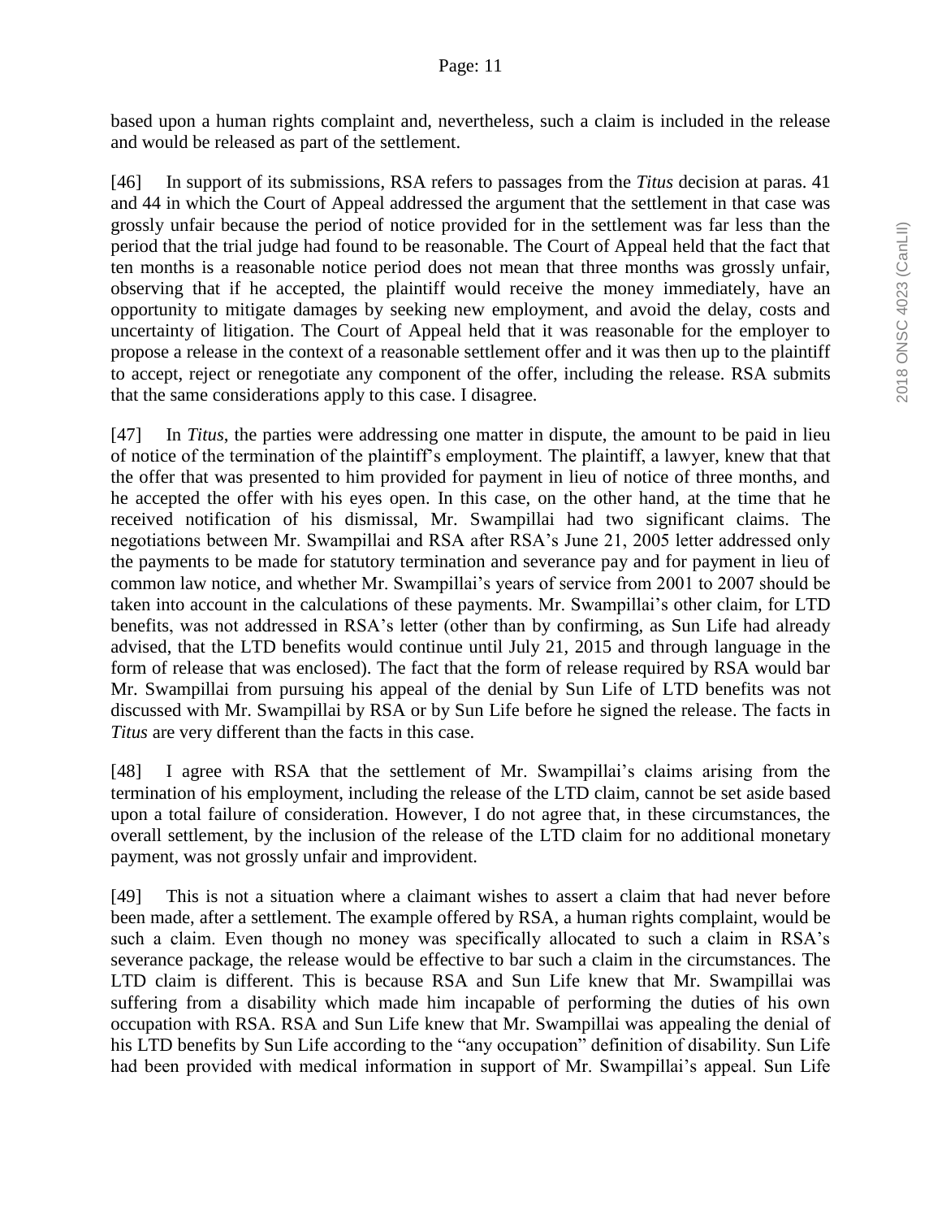based upon a human rights complaint and, nevertheless, such a claim is included in the release and would be released as part of the settlement.

[46] In support of its submissions, RSA refers to passages from the *Titus* decision at paras. 41 and 44 in which the Court of Appeal addressed the argument that the settlement in that case was grossly unfair because the period of notice provided for in the settlement was far less than the period that the trial judge had found to be reasonable. The Court of Appeal held that the fact that ten months is a reasonable notice period does not mean that three months was grossly unfair, observing that if he accepted, the plaintiff would receive the money immediately, have an opportunity to mitigate damages by seeking new employment, and avoid the delay, costs and uncertainty of litigation. The Court of Appeal held that it was reasonable for the employer to propose a release in the context of a reasonable settlement offer and it was then up to the plaintiff to accept, reject or renegotiate any component of the offer, including the release. RSA submits that the same considerations apply to this case. I disagree.

[47] In *Titus*, the parties were addressing one matter in dispute, the amount to be paid in lieu of notice of the termination of the plaintiff's employment. The plaintiff, a lawyer, knew that that the offer that was presented to him provided for payment in lieu of notice of three months, and he accepted the offer with his eyes open. In this case, on the other hand, at the time that he received notification of his dismissal, Mr. Swampillai had two significant claims. The negotiations between Mr. Swampillai and RSA after RSA's June 21, 2005 letter addressed only the payments to be made for statutory termination and severance pay and for payment in lieu of common law notice, and whether Mr. Swampillai's years of service from 2001 to 2007 should be taken into account in the calculations of these payments. Mr. Swampillai's other claim, for LTD benefits, was not addressed in RSA's letter (other than by confirming, as Sun Life had already advised, that the LTD benefits would continue until July 21, 2015 and through language in the form of release that was enclosed). The fact that the form of release required by RSA would bar Mr. Swampillai from pursuing his appeal of the denial by Sun Life of LTD benefits was not discussed with Mr. Swampillai by RSA or by Sun Life before he signed the release. The facts in *Titus* are very different than the facts in this case.

[48] I agree with RSA that the settlement of Mr. Swampillai's claims arising from the termination of his employment, including the release of the LTD claim, cannot be set aside based upon a total failure of consideration. However, I do not agree that, in these circumstances, the overall settlement, by the inclusion of the release of the LTD claim for no additional monetary payment, was not grossly unfair and improvident.

[49] This is not a situation where a claimant wishes to assert a claim that had never before been made, after a settlement. The example offered by RSA, a human rights complaint, would be such a claim. Even though no money was specifically allocated to such a claim in RSA's severance package, the release would be effective to bar such a claim in the circumstances. The LTD claim is different. This is because RSA and Sun Life knew that Mr. Swampillai was suffering from a disability which made him incapable of performing the duties of his own occupation with RSA. RSA and Sun Life knew that Mr. Swampillai was appealing the denial of his LTD benefits by Sun Life according to the "any occupation" definition of disability. Sun Life had been provided with medical information in support of Mr. Swampillai's appeal. Sun Life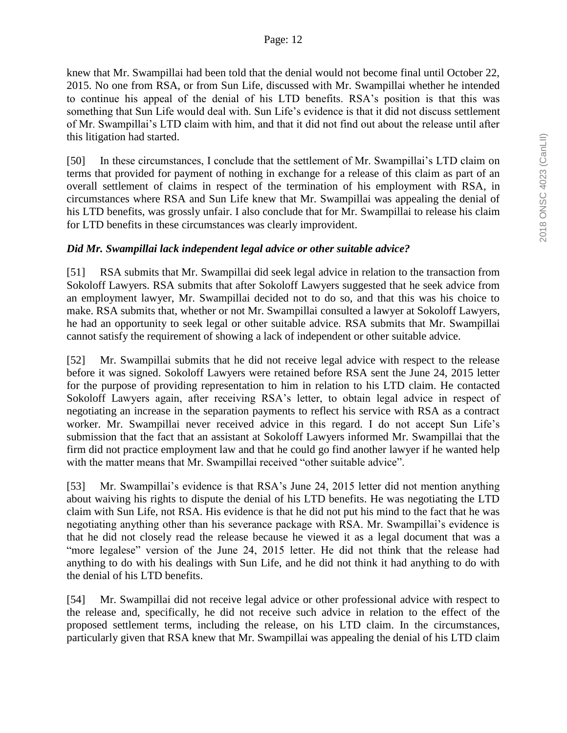knew that Mr. Swampillai had been told that the denial would not become final until October 22, 2015. No one from RSA, or from Sun Life, discussed with Mr. Swampillai whether he intended to continue his appeal of the denial of his LTD benefits. RSA's position is that this was something that Sun Life would deal with. Sun Life's evidence is that it did not discuss settlement of Mr. Swampillai's LTD claim with him, and that it did not find out about the release until after this litigation had started.

[50] In these circumstances, I conclude that the settlement of Mr. Swampillai's LTD claim on terms that provided for payment of nothing in exchange for a release of this claim as part of an overall settlement of claims in respect of the termination of his employment with RSA, in circumstances where RSA and Sun Life knew that Mr. Swampillai was appealing the denial of his LTD benefits, was grossly unfair. I also conclude that for Mr. Swampillai to release his claim for LTD benefits in these circumstances was clearly improvident.

***Did Mr. Swampillai lack independent legal advice or other suitable advice?***

[51] RSA submits that Mr. Swampillai did seek legal advice in relation to the transaction from Sokoloff Lawyers. RSA submits that after Sokoloff Lawyers suggested that he seek advice from an employment lawyer, Mr. Swampillai decided not to do so, and that this was his choice to make. RSA submits that, whether or not Mr. Swampillai consulted a lawyer at Sokoloff Lawyers, he had an opportunity to seek legal or other suitable advice. RSA submits that Mr. Swampillai cannot satisfy the requirement of showing a lack of independent or other suitable advice.

[52] Mr. Swampillai submits that he did not receive legal advice with respect to the release before it was signed. Sokoloff Lawyers were retained before RSA sent the June 24, 2015 letter for the purpose of providing representation to him in relation to his LTD claim. He contacted Sokoloff Lawyers again, after receiving RSA's letter, to obtain legal advice in respect of negotiating an increase in the separation payments to reflect his service with RSA as a contract worker. Mr. Swampillai never received advice in this regard. I do not accept Sun Life's submission that the fact that an assistant at Sokoloff Lawyers informed Mr. Swampillai that the firm did not practice employment law and that he could go find another lawyer if he wanted help with the matter means that Mr. Swampillai received "other suitable advice".

[53] Mr. Swampillai's evidence is that RSA's June 24, 2015 letter did not mention anything about waiving his rights to dispute the denial of his LTD benefits. He was negotiating the LTD claim with Sun Life, not RSA. His evidence is that he did not put his mind to the fact that he was negotiating anything other than his severance package with RSA. Mr. Swampillai's evidence is that he did not closely read the release because he viewed it as a legal document that was a "more legalese" version of the June 24, 2015 letter. He did not think that the release had anything to do with his dealings with Sun Life, and he did not think it had anything to do with the denial of his LTD benefits.

[54] Mr. Swampillai did not receive legal advice or other professional advice with respect to the release and, specifically, he did not receive such advice in relation to the effect of the proposed settlement terms, including the release, on his LTD claim. In the circumstances, particularly given that RSA knew that Mr. Swampillai was appealing the denial of his LTD claim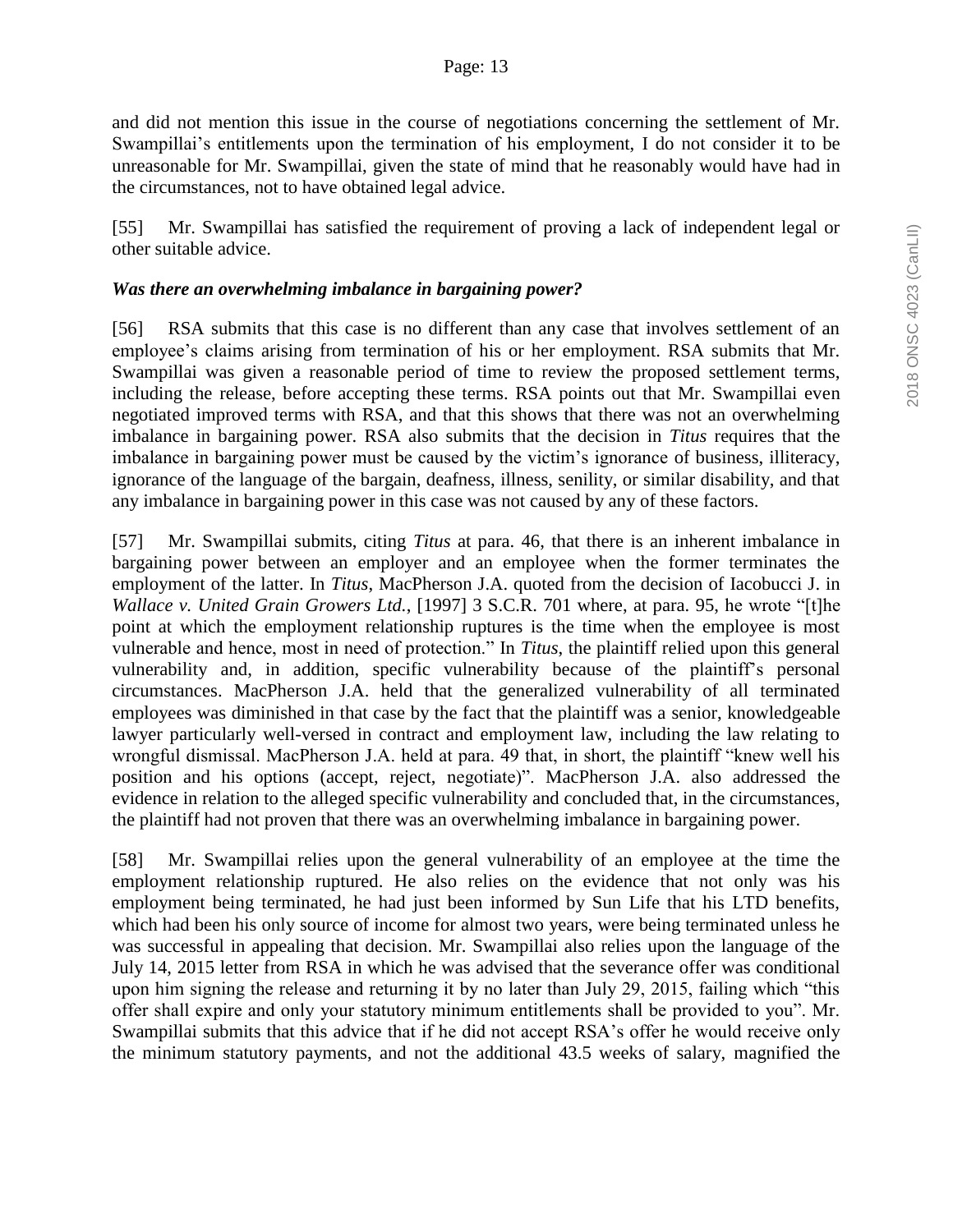and did not mention this issue in the course of negotiations concerning the settlement of Mr. Swampillai's entitlements upon the termination of his employment, I do not consider it to be unreasonable for Mr. Swampillai, given the state of mind that he reasonably would have had in the circumstances, not to have obtained legal advice.

[55] Mr. Swampillai has satisfied the requirement of proving a lack of independent legal or other suitable advice.

### *Was there an overwhelming imbalance in bargaining power?*

[56] RSA submits that this case is no different than any case that involves settlement of an employee's claims arising from termination of his or her employment. RSA submits that Mr. Swampillai was given a reasonable period of time to review the proposed settlement terms, including the release, before accepting these terms. RSA points out that Mr. Swampillai even negotiated improved terms with RSA, and that this shows that there was not an overwhelming imbalance in bargaining power. RSA also submits that the decision in *Titus* requires that the imbalance in bargaining power must be caused by the victim's ignorance of business, illiteracy, ignorance of the language of the bargain, deafness, illness, senility, or similar disability, and that any imbalance in bargaining power in this case was not caused by any of these factors.

[57] Mr. Swampillai submits, citing *Titus* at para. 46, that there is an inherent imbalance in bargaining power between an employer and an employee when the former terminates the employment of the latter. In *Titus*, MacPherson J.A. quoted from the decision of Iacobucci J. in *Wallace v. United Grain Growers Ltd.*, [1997] 3 S.C.R. 701 where, at para. 95, he wrote "[t]he point at which the employment relationship ruptures is the time when the employee is most vulnerable and hence, most in need of protection." In *Titus*, the plaintiff relied upon this general vulnerability and, in addition, specific vulnerability because of the plaintiff's personal circumstances. MacPherson J.A. held that the generalized vulnerability of all terminated employees was diminished in that case by the fact that the plaintiff was a senior, knowledgeable lawyer particularly well-versed in contract and employment law, including the law relating to wrongful dismissal. MacPherson J.A. held at para. 49 that, in short, the plaintiff "knew well his position and his options (accept, reject, negotiate)". MacPherson J.A. also addressed the evidence in relation to the alleged specific vulnerability and concluded that, in the circumstances, the plaintiff had not proven that there was an overwhelming imbalance in bargaining power.

[58] Mr. Swampillai relies upon the general vulnerability of an employee at the time the employment relationship ruptured. He also relies on the evidence that not only was his employment being terminated, he had just been informed by Sun Life that his LTD benefits, which had been his only source of income for almost two years, were being terminated unless he was successful in appealing that decision. Mr. Swampillai also relies upon the language of the July 14, 2015 letter from RSA in which he was advised that the severance offer was conditional upon him signing the release and returning it by no later than July 29, 2015, failing which "this offer shall expire and only your statutory minimum entitlements shall be provided to you". Mr. Swampillai submits that this advice that if he did not accept RSA's offer he would receive only the minimum statutory payments, and not the additional 43.5 weeks of salary, magnified the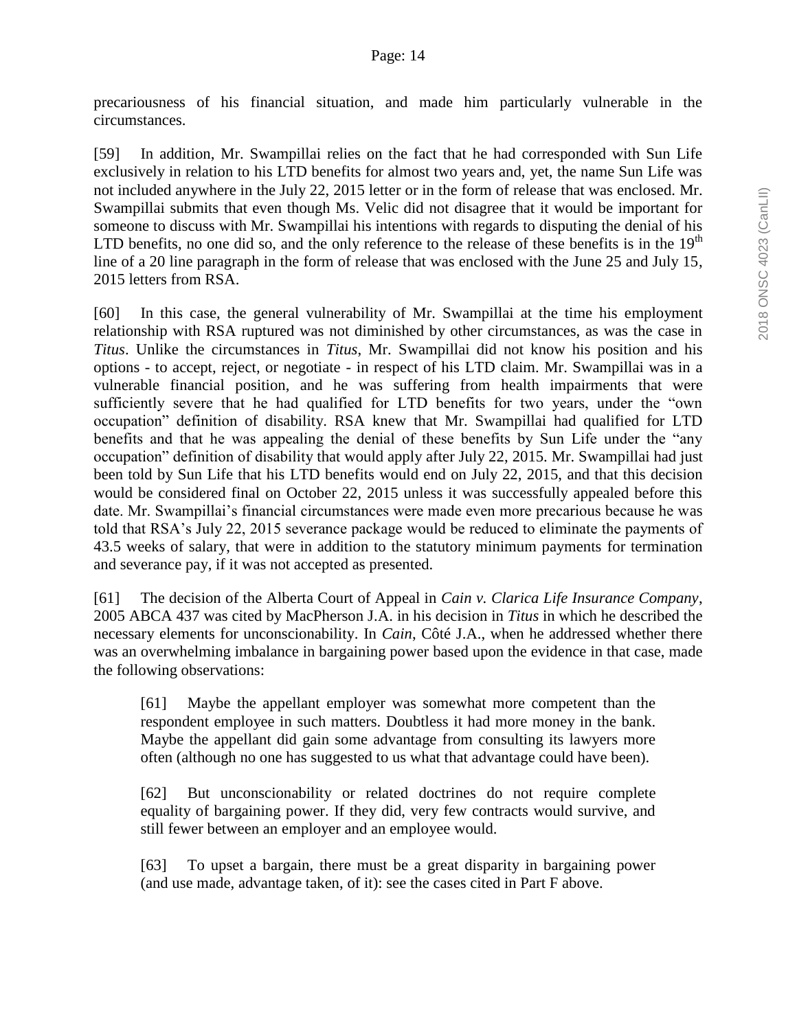precariousness of his financial situation, and made him particularly vulnerable in the circumstances.

[59] In addition, Mr. Swampillai relies on the fact that he had corresponded with Sun Life exclusively in relation to his LTD benefits for almost two years and, yet, the name Sun Life was not included anywhere in the July 22, 2015 letter or in the form of release that was enclosed. Mr. Swampillai submits that even though Ms. Velic did not disagree that it would be important for someone to discuss with Mr. Swampillai his intentions with regards to disputing the denial of his LTD benefits, no one did so, and the only reference to the release of these benefits is in the 19th line of a 20 line paragraph in the form of release that was enclosed with the June 25 and July 15, 2015 letters from RSA.

[60] In this case, the general vulnerability of Mr. Swampillai at the time his employment relationship with RSA ruptured was not diminished by other circumstances, as was the case in *Titus*. Unlike the circumstances in *Titus*, Mr. Swampillai did not know his position and his options - to accept, reject, or negotiate - in respect of his LTD claim. Mr. Swampillai was in a vulnerable financial position, and he was suffering from health impairments that were sufficiently severe that he had qualified for LTD benefits for two years, under the "own occupation" definition of disability. RSA knew that Mr. Swampillai had qualified for LTD benefits and that he was appealing the denial of these benefits by Sun Life under the "any occupation" definition of disability that would apply after July 22, 2015. Mr. Swampillai had just been told by Sun Life that his LTD benefits would end on July 22, 2015, and that this decision would be considered final on October 22, 2015 unless it was successfully appealed before this date. Mr. Swampillai's financial circumstances were made even more precarious because he was told that RSA's July 22, 2015 severance package would be reduced to eliminate the payments of 43.5 weeks of salary, that were in addition to the statutory minimum payments for termination and severance pay, if it was not accepted as presented.

[61] The decision of the Alberta Court of Appeal in *Cain v. Clarica Life Insurance Company*, 2005 ABCA 437 was cited by MacPherson J.A. in his decision in *Titus* in which he described the necessary elements for unconscionability. In *Cain*, Côté J.A., when he addressed whether there was an overwhelming imbalance in bargaining power based upon the evidence in that case, made the following observations:

> [61] Maybe the appellant employer was somewhat more competent than the respondent employee in such matters. Doubtless it had more money in the bank. Maybe the appellant did gain some advantage from consulting its lawyers more often (although no one has suggested to us what that advantage could have been).
>
> [62] But unconscionability or related doctrines do not require complete equality of bargaining power. If they did, very few contracts would survive, and still fewer between an employer and an employee would.
>
> [63] To upset a bargain, there must be a great disparity in bargaining power (and use made, advantage taken, of it): see the cases cited in Part F above.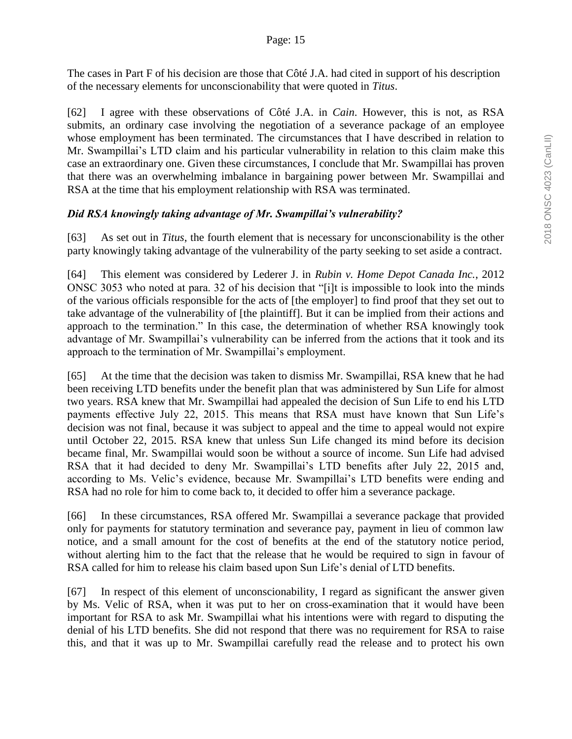The cases in Part F of his decision are those that Côté J.A. had cited in support of his description of the necessary elements for unconscionability that were quoted in *Titus*.

[62] I agree with these observations of Côté J.A. in *Cain*. However, this is not, as RSA submits, an ordinary case involving the negotiation of a severance package of an employee whose employment has been terminated. The circumstances that I have described in relation to Mr. Swampillai's LTD claim and his particular vulnerability in relation to this claim make this case an extraordinary one. Given these circumstances, I conclude that Mr. Swampillai has proven that there was an overwhelming imbalance in bargaining power between Mr. Swampillai and RSA at the time that his employment relationship with RSA was terminated.

### *Did RSA knowingly taking advantage of Mr. Swampillai's vulnerability?*

[63] As set out in *Titus*, the fourth element that is necessary for unconscionability is the other party knowingly taking advantage of the vulnerability of the party seeking to set aside a contract.

[64] This element was considered by Lederer J. in *Rubin v. Home Depot Canada Inc.*, 2012 ONSC 3053 who noted at para. 32 of his decision that "[i]t is impossible to look into the minds of the various officials responsible for the acts of [the employer] to find proof that they set out to take advantage of the vulnerability of [the plaintiff]. But it can be implied from their actions and approach to the termination." In this case, the determination of whether RSA knowingly took advantage of Mr. Swampillai's vulnerability can be inferred from the actions that it took and its approach to the termination of Mr. Swampillai's employment.

[65] At the time that the decision was taken to dismiss Mr. Swampillai, RSA knew that he had been receiving LTD benefits under the benefit plan that was administered by Sun Life for almost two years. RSA knew that Mr. Swampillai had appealed the decision of Sun Life to end his LTD payments effective July 22, 2015. This means that RSA must have known that Sun Life's decision was not final, because it was subject to appeal and the time to appeal would not expire until October 22, 2015. RSA knew that unless Sun Life changed its mind before its decision became final, Mr. Swampillai would soon be without a source of income. Sun Life had advised RSA that it had decided to deny Mr. Swampillai's LTD benefits after July 22, 2015 and, according to Ms. Velic's evidence, because Mr. Swampillai's LTD benefits were ending and RSA had no role for him to come back to, it decided to offer him a severance package.

[66] In these circumstances, RSA offered Mr. Swampillai a severance package that provided only for payments for statutory termination and severance pay, payment in lieu of common law notice, and a small amount for the cost of benefits at the end of the statutory notice period, without alerting him to the fact that the release that he would be required to sign in favour of RSA called for him to release his claim based upon Sun Life's denial of LTD benefits.

[67] In respect of this element of unconscionability, I regard as significant the answer given by Ms. Velic of RSA, when it was put to her on cross-examination that it would have been important for RSA to ask Mr. Swampillai what his intentions were with regard to disputing the denial of his LTD benefits. She did not respond that there was no requirement for RSA to raise this, and that it was up to Mr. Swampillai carefully read the release and to protect his own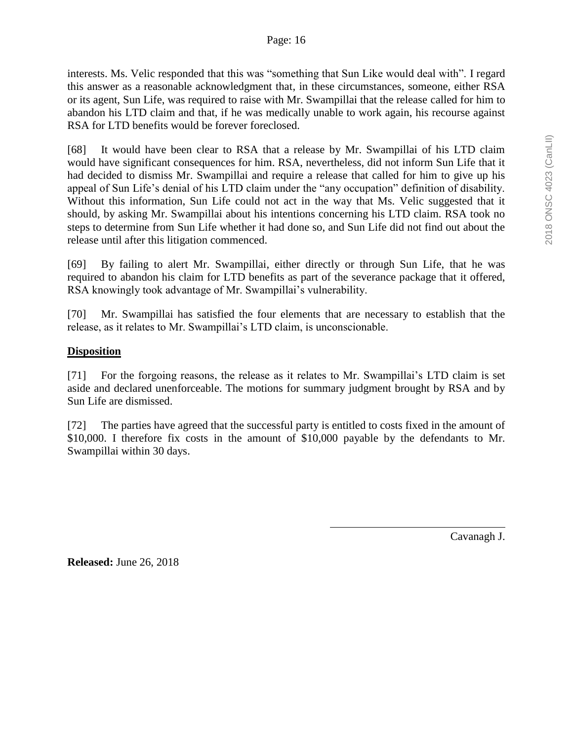interests. Ms. Velic responded that this was "something that Sun Like would deal with". I regard this answer as a reasonable acknowledgment that, in these circumstances, someone, either RSA or its agent, Sun Life, was required to raise with Mr. Swampillai that the release called for him to abandon his LTD claim and that, if he was medically unable to work again, his recourse against RSA for LTD benefits would be forever foreclosed.

[68] It would have been clear to RSA that a release by Mr. Swampillai of his LTD claim would have significant consequences for him. RSA, nevertheless, did not inform Sun Life that it had decided to dismiss Mr. Swampillai and require a release that called for him to give up his appeal of Sun Life's denial of his LTD claim under the "any occupation" definition of disability. Without this information, Sun Life could not act in the way that Ms. Velic suggested that it should, by asking Mr. Swampillai about his intentions concerning his LTD claim. RSA took no steps to determine from Sun Life whether it had done so, and Sun Life did not find out about the release until after this litigation commenced.

[69] By failing to alert Mr. Swampillai, either directly or through Sun Life, that he was required to abandon his claim for LTD benefits as part of the severance package that it offered, RSA knowingly took advantage of Mr. Swampillai's vulnerability.

[70] Mr. Swampillai has satisfied the four elements that are necessary to establish that the release, as it relates to Mr. Swampillai's LTD claim, is unconscionable.

**Disposition**

[71] For the forgoing reasons, the release as it relates to Mr. Swampillai's LTD claim is set aside and declared unenforceable. The motions for summary judgment brought by RSA and by Sun Life are dismissed.

[72] The parties have agreed that the successful party is entitled to costs fixed in the amount of $10,000. I therefore fix costs in the amount of $10,000 payable by the defendants to Mr. Swampillai within 30 days.

Cavanagh J.

**Released:** June 26, 2018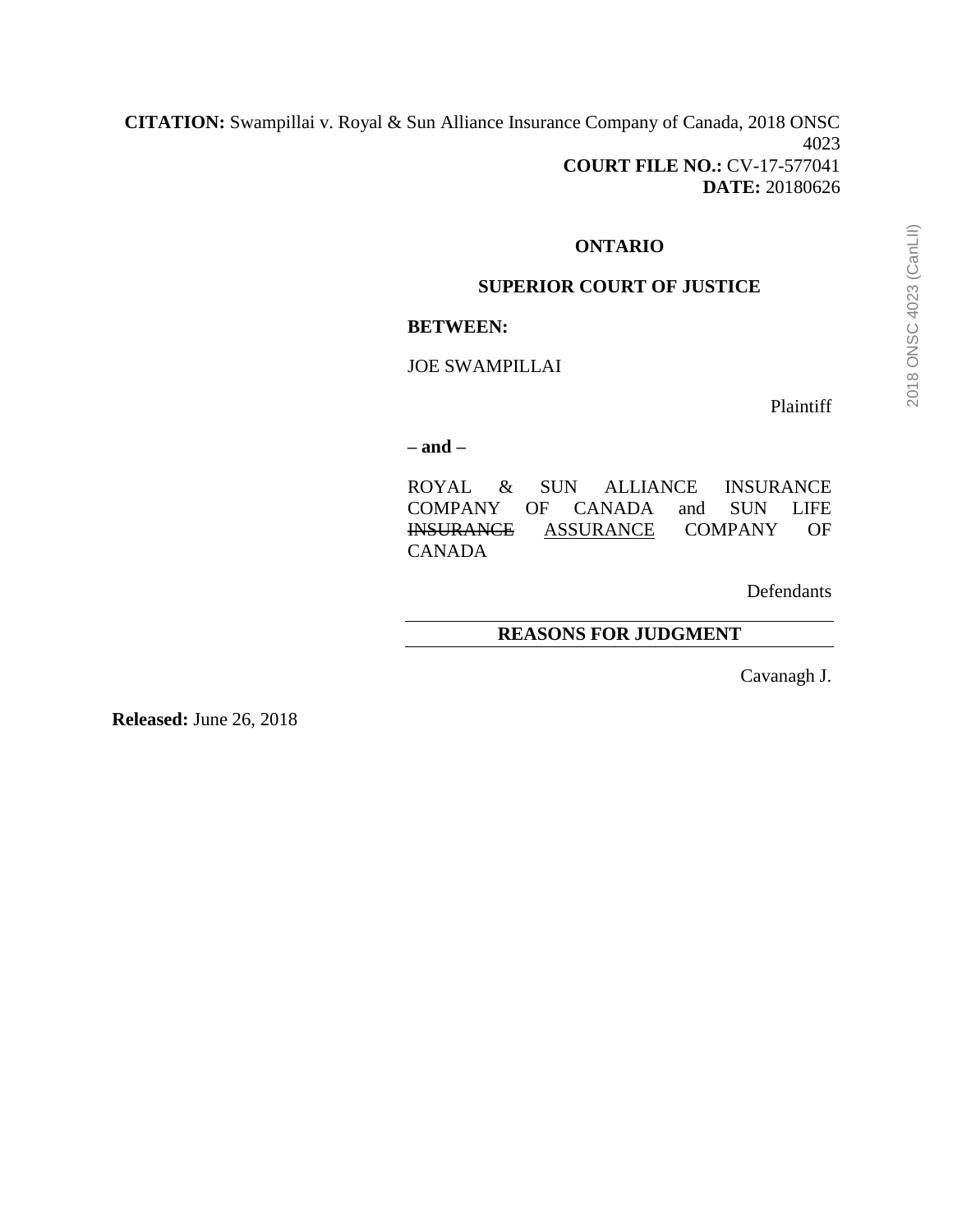**CITATION:** Swampillai v. Royal & Sun Alliance Insurance Company of Canada, 2018 ONSC 4023

**COURT FILE NO.:** CV-17-577041

**DATE:** 20180626

**ONTARIO**

**SUPERIOR COURT OF JUSTICE**

**BETWEEN:**

JOE SWAMPILLAI

Plaintiff

**– and –**

ROYAL & SUN ALLIANCE INSURANCE COMPANY OF CANADA and SUN LIFE ~~INSURANCE~~ <u>ASSURANCE</u> COMPANY OF CANADA

Defendants

**REASONS FOR JUDGMENT**

Cavanagh J.

**Released:** June 26, 2018